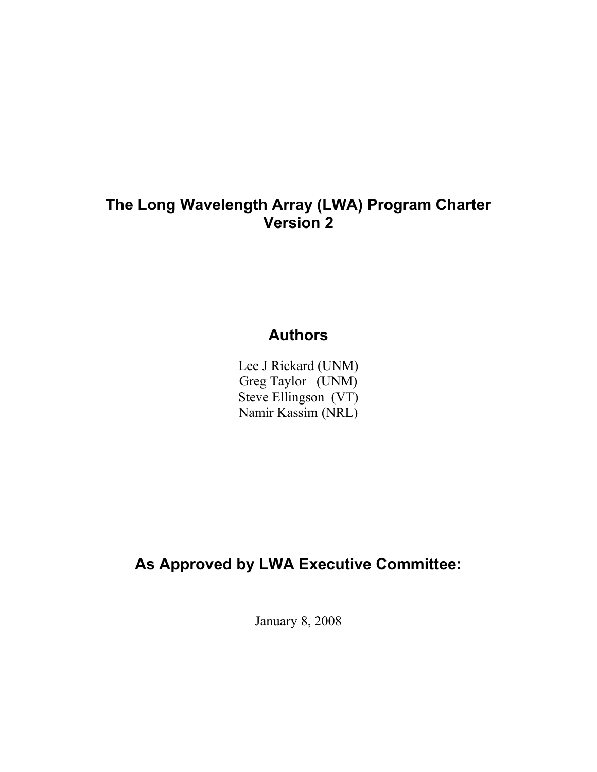# The Long Wavelength Array (LWA) Program Charter
# Version 2

## Authors

Lee J Rickard (UNM)
Greg Taylor (UNM)
Steve Ellingson (VT)
Namir Kassim (NRL)

## As Approved by LWA Executive Committee:

January 8, 2008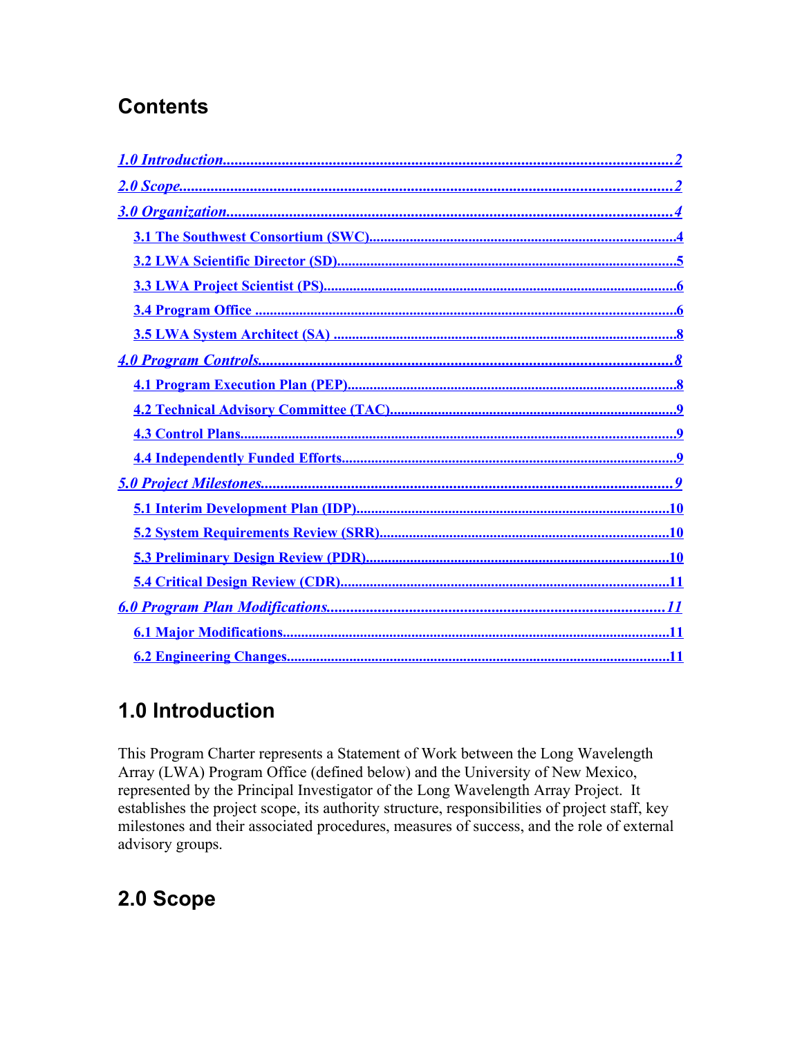# Contents

[*1.0 Introduction*](#) ........................................................ 2

[*2.0 Scope*](#) ........................................................ 2

[*3.0 Organization*](#) ........................................................ 4

- [**3.1 The Southwest Consortium (SWC)**](#) ........................................................ 4
- [**3.2 LWA Scientific Director (SD)**](#) ........................................................ 5
- [**3.3 LWA Project Scientist (PS)**](#) ........................................................ 6
- [**3.4 Program Office**](#) ........................................................ 6
- [**3.5 LWA System Architect (SA)**](#) ........................................................ 8

[*4.0 Program Controls*](#) ........................................................ 8

- [**4.1 Program Execution Plan (PEP)**](#) ........................................................ 8
- [**4.2 Technical Advisory Committee (TAC)**](#) ........................................................ 9
- [**4.3 Control Plans**](#) ........................................................ 9
- [**4.4 Independently Funded Efforts**](#) ........................................................ 9

[*5.0 Project Milestones*](#) ........................................................ 9

- [**5.1 Interim Development Plan (IDP)**](#) ........................................................ 10
- [**5.2 System Requirements Review (SRR)**](#) ........................................................ 10
- [**5.3 Preliminary Design Review (PDR)**](#) ........................................................ 10
- [**5.4 Critical Design Review (CDR)**](#) ........................................................ 11

[*6.0 Program Plan Modifications*](#) ........................................................ 11

- [**6.1 Major Modifications**](#) ........................................................ 11
- [**6.2 Engineering Changes**](#) ........................................................ 11

# 1.0 Introduction

This Program Charter represents a Statement of Work between the Long Wavelength Array (LWA) Program Office (defined below) and the University of New Mexico, represented by the Principal Investigator of the Long Wavelength Array Project. It establishes the project scope, its authority structure, responsibilities of project staff, key milestones and their associated procedures, measures of success, and the role of external advisory groups.

# 2.0 Scope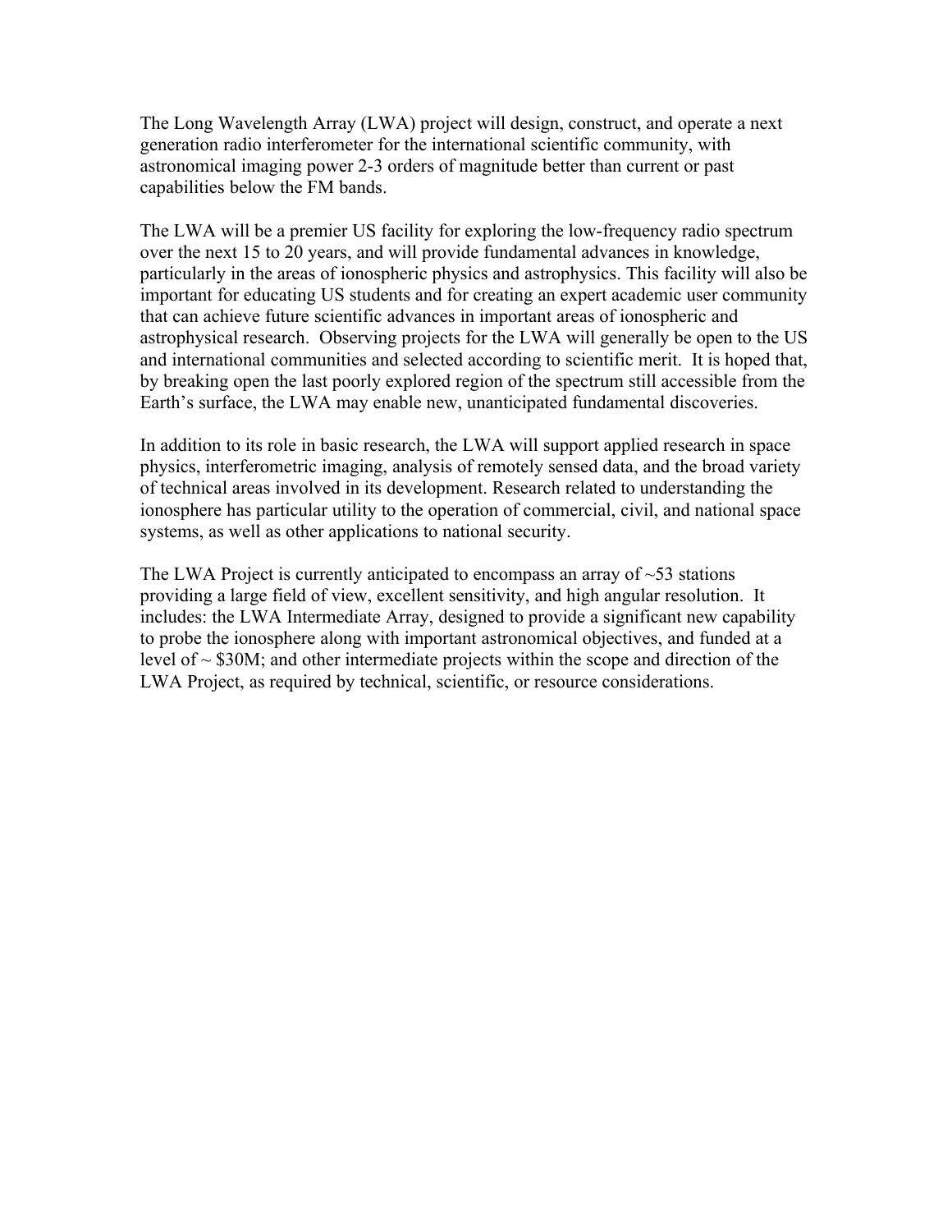The Long Wavelength Array (LWA) project will design, construct, and operate a next generation radio interferometer for the international scientific community, with astronomical imaging power 2-3 orders of magnitude better than current or past capabilities below the FM bands.

The LWA will be a premier US facility for exploring the low-frequency radio spectrum over the next 15 to 20 years, and will provide fundamental advances in knowledge, particularly in the areas of ionospheric physics and astrophysics. This facility will also be important for educating US students and for creating an expert academic user community that can achieve future scientific advances in important areas of ionospheric and astrophysical research. Observing projects for the LWA will generally be open to the US and international communities and selected according to scientific merit. It is hoped that, by breaking open the last poorly explored region of the spectrum still accessible from the Earth's surface, the LWA may enable new, unanticipated fundamental discoveries.

In addition to its role in basic research, the LWA will support applied research in space physics, interferometric imaging, analysis of remotely sensed data, and the broad variety of technical areas involved in its development. Research related to understanding the ionosphere has particular utility to the operation of commercial, civil, and national space systems, as well as other applications to national security.

The LWA Project is currently anticipated to encompass an array of ~53 stations providing a large field of view, excellent sensitivity, and high angular resolution. It includes: the LWA Intermediate Array, designed to provide a significant new capability to probe the ionosphere along with important astronomical objectives, and funded at a level of ~ $30M; and other intermediate projects within the scope and direction of the LWA Project, as required by technical, scientific, or resource considerations.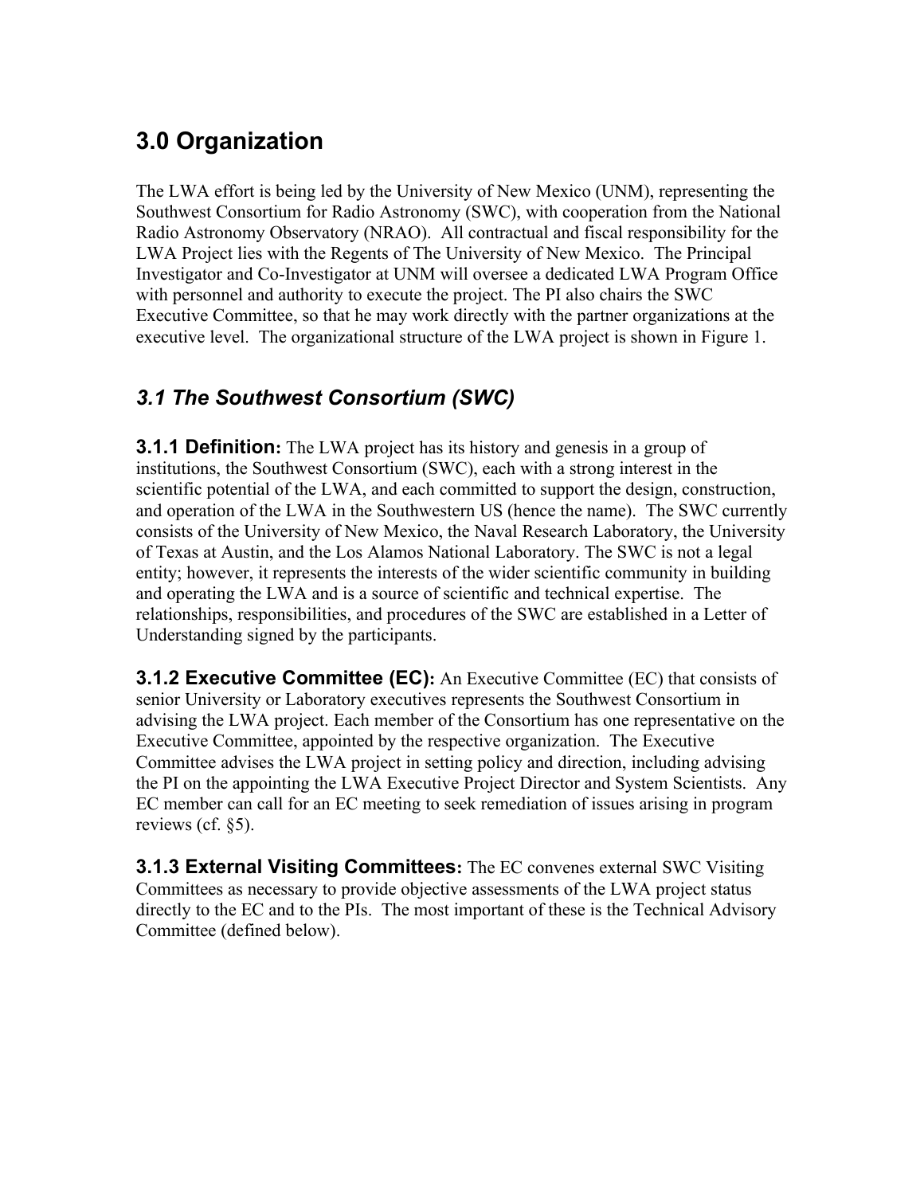# 3.0 Organization

The LWA effort is being led by the University of New Mexico (UNM), representing the Southwest Consortium for Radio Astronomy (SWC), with cooperation from the National Radio Astronomy Observatory (NRAO). All contractual and fiscal responsibility for the LWA Project lies with the Regents of The University of New Mexico. The Principal Investigator and Co-Investigator at UNM will oversee a dedicated LWA Program Office with personnel and authority to execute the project. The PI also chairs the SWC Executive Committee, so that he may work directly with the partner organizations at the executive level. The organizational structure of the LWA project is shown in Figure 1.

## *3.1 The Southwest Consortium (SWC)*

**3.1.1 Definition:** The LWA project has its history and genesis in a group of institutions, the Southwest Consortium (SWC), each with a strong interest in the scientific potential of the LWA, and each committed to support the design, construction, and operation of the LWA in the Southwestern US (hence the name). The SWC currently consists of the University of New Mexico, the Naval Research Laboratory, the University of Texas at Austin, and the Los Alamos National Laboratory. The SWC is not a legal entity; however, it represents the interests of the wider scientific community in building and operating the LWA and is a source of scientific and technical expertise. The relationships, responsibilities, and procedures of the SWC are established in a Letter of Understanding signed by the participants.

**3.1.2 Executive Committee (EC):** An Executive Committee (EC) that consists of senior University or Laboratory executives represents the Southwest Consortium in advising the LWA project. Each member of the Consortium has one representative on the Executive Committee, appointed by the respective organization. The Executive Committee advises the LWA project in setting policy and direction, including advising the PI on the appointing the LWA Executive Project Director and System Scientists. Any EC member can call for an EC meeting to seek remediation of issues arising in program reviews (cf. §5).

**3.1.3 External Visiting Committees:** The EC convenes external SWC Visiting Committees as necessary to provide objective assessments of the LWA project status directly to the EC and to the PIs. The most important of these is the Technical Advisory Committee (defined below).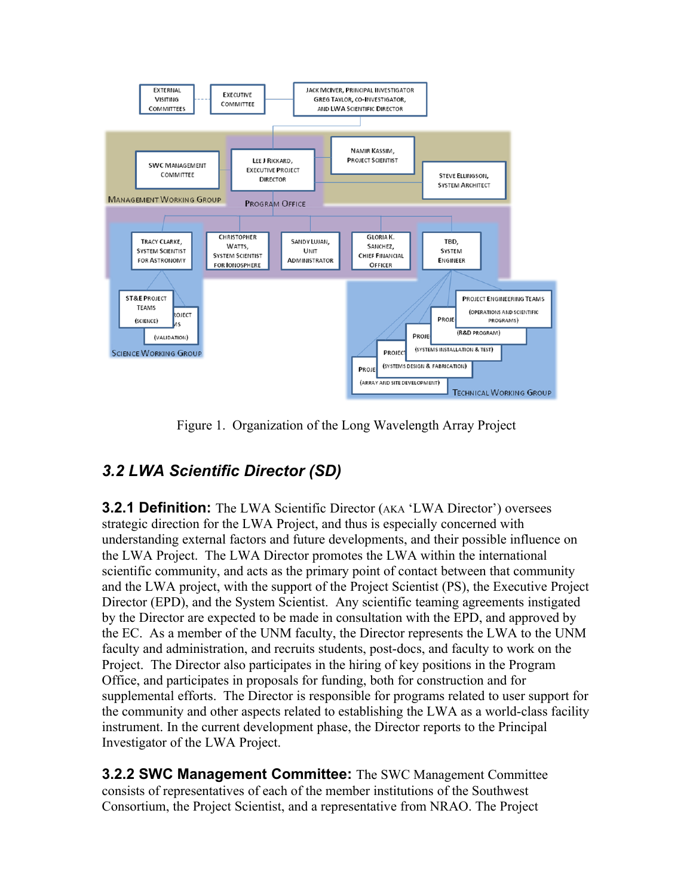Figure 1. Organization of the Long Wavelength Array Project

## *3.2 LWA Scientific Director (SD)*

**3.2.1 Definition:** The LWA Scientific Director (AKA 'LWA Director') oversees strategic direction for the LWA Project, and thus is especially concerned with understanding external factors and future developments, and their possible influence on the LWA Project. The LWA Director promotes the LWA within the international scientific community, and acts as the primary point of contact between that community and the LWA project, with the support of the Project Scientist (PS), the Executive Project Director (EPD), and the System Scientist. Any scientific teaming agreements instigated by the Director are expected to be made in consultation with the EPD, and approved by the EC. As a member of the UNM faculty, the Director represents the LWA to the UNM faculty and administration, and recruits students, post-docs, and faculty to work on the Project. The Director also participates in the hiring of key positions in the Program Office, and participates in proposals for funding, both for construction and for supplemental efforts. The Director is responsible for programs related to user support for the community and other aspects related to establishing the LWA as a world-class facility instrument. In the current development phase, the Director reports to the Principal Investigator of the LWA Project.

**3.2.2 SWC Management Committee:** The SWC Management Committee consists of representatives of each of the member institutions of the Southwest Consortium, the Project Scientist, and a representative from NRAO. The Project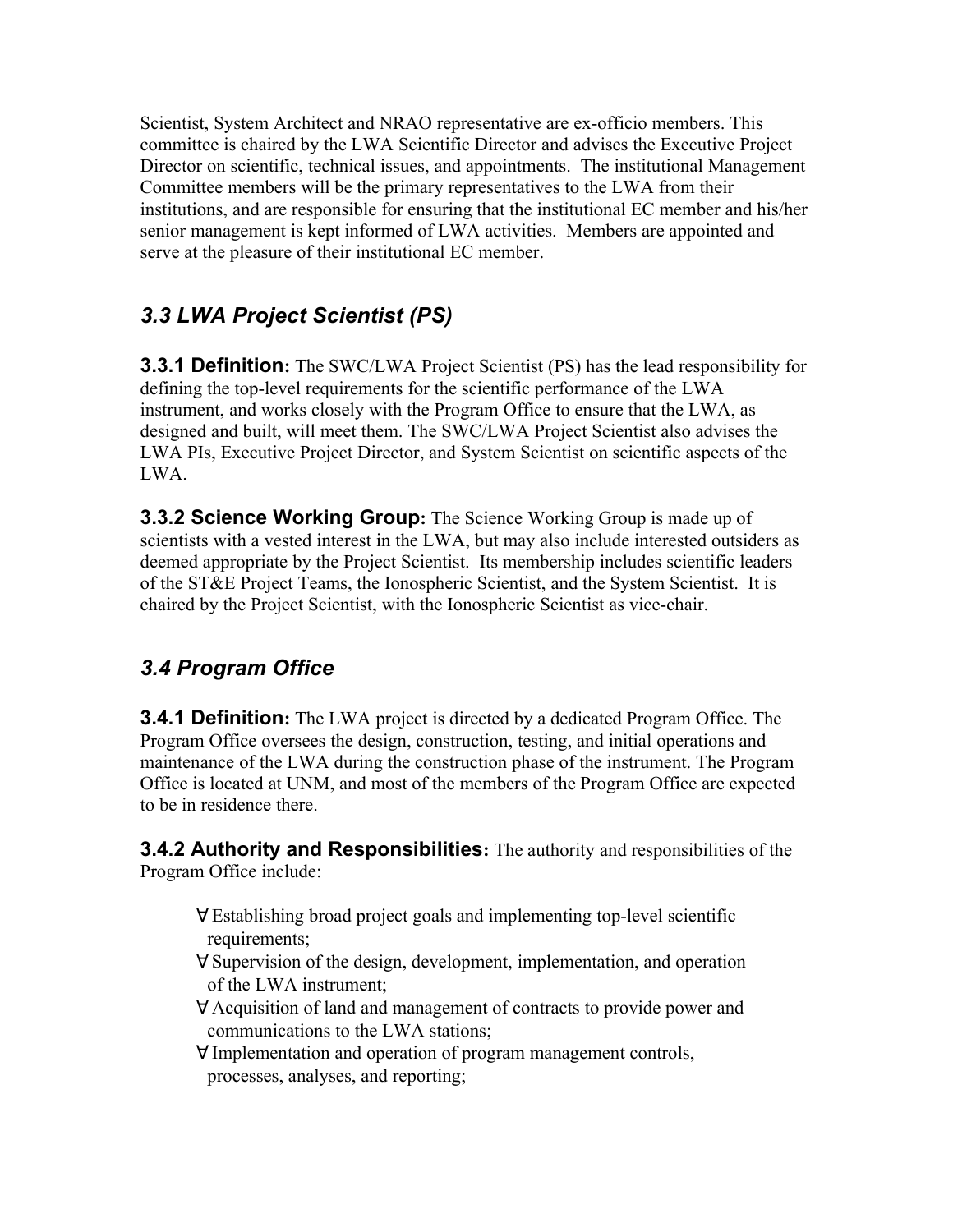Scientist, System Architect and NRAO representative are ex-officio members. This committee is chaired by the LWA Scientific Director and advises the Executive Project Director on scientific, technical issues, and appointments. The institutional Management Committee members will be the primary representatives to the LWA from their institutions, and are responsible for ensuring that the institutional EC member and his/her senior management is kept informed of LWA activities. Members are appointed and serve at the pleasure of their institutional EC member.

## *3.3 LWA Project Scientist (PS)*

**3.3.1 Definition:** The SWC/LWA Project Scientist (PS) has the lead responsibility for defining the top-level requirements for the scientific performance of the LWA instrument, and works closely with the Program Office to ensure that the LWA, as designed and built, will meet them. The SWC/LWA Project Scientist also advises the LWA PIs, Executive Project Director, and System Scientist on scientific aspects of the LWA.

**3.3.2 Science Working Group:** The Science Working Group is made up of scientists with a vested interest in the LWA, but may also include interested outsiders as deemed appropriate by the Project Scientist. Its membership includes scientific leaders of the ST&E Project Teams, the Ionospheric Scientist, and the System Scientist. It is chaired by the Project Scientist, with the Ionospheric Scientist as vice-chair.

## *3.4 Program Office*

**3.4.1 Definition:** The LWA project is directed by a dedicated Program Office. The Program Office oversees the design, construction, testing, and initial operations and maintenance of the LWA during the construction phase of the instrument. The Program Office is located at UNM, and most of the members of the Program Office are expected to be in residence there.

**3.4.2 Authority and Responsibilities:** The authority and responsibilities of the Program Office include:

- Establishing broad project goals and implementing top-level scientific requirements;
- Supervision of the design, development, implementation, and operation of the LWA instrument;
- Acquisition of land and management of contracts to provide power and communications to the LWA stations;
- Implementation and operation of program management controls, processes, analyses, and reporting;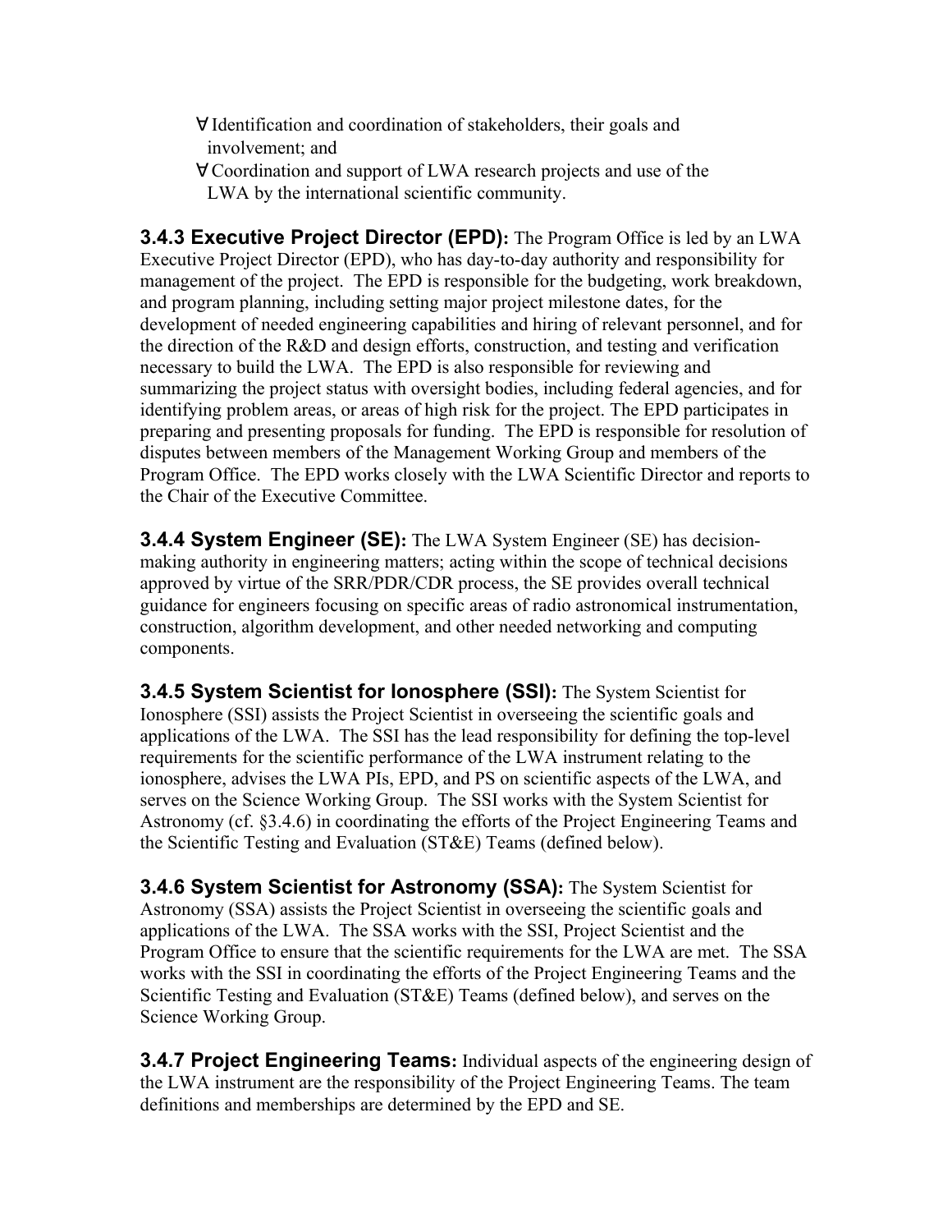- Identification and coordination of stakeholders, their goals and involvement; and
- Coordination and support of LWA research projects and use of the LWA by the international scientific community.

**3.4.3 Executive Project Director (EPD):** The Program Office is led by an LWA Executive Project Director (EPD), who has day-to-day authority and responsibility for management of the project. The EPD is responsible for the budgeting, work breakdown, and program planning, including setting major project milestone dates, for the development of needed engineering capabilities and hiring of relevant personnel, and for the direction of the R&D and design efforts, construction, and testing and verification necessary to build the LWA. The EPD is also responsible for reviewing and summarizing the project status with oversight bodies, including federal agencies, and for identifying problem areas, or areas of high risk for the project. The EPD participates in preparing and presenting proposals for funding. The EPD is responsible for resolution of disputes between members of the Management Working Group and members of the Program Office. The EPD works closely with the LWA Scientific Director and reports to the Chair of the Executive Committee.

**3.4.4 System Engineer (SE):** The LWA System Engineer (SE) has decision-making authority in engineering matters; acting within the scope of technical decisions approved by virtue of the SRR/PDR/CDR process, the SE provides overall technical guidance for engineers focusing on specific areas of radio astronomical instrumentation, construction, algorithm development, and other needed networking and computing components.

**3.4.5 System Scientist for Ionosphere (SSI):** The System Scientist for Ionosphere (SSI) assists the Project Scientist in overseeing the scientific goals and applications of the LWA. The SSI has the lead responsibility for defining the top-level requirements for the scientific performance of the LWA instrument relating to the ionosphere, advises the LWA PIs, EPD, and PS on scientific aspects of the LWA, and serves on the Science Working Group. The SSI works with the System Scientist for Astronomy (cf. §3.4.6) in coordinating the efforts of the Project Engineering Teams and the Scientific Testing and Evaluation (ST&E) Teams (defined below).

**3.4.6 System Scientist for Astronomy (SSA):** The System Scientist for Astronomy (SSA) assists the Project Scientist in overseeing the scientific goals and applications of the LWA. The SSA works with the SSI, Project Scientist and the Program Office to ensure that the scientific requirements for the LWA are met. The SSA works with the SSI in coordinating the efforts of the Project Engineering Teams and the Scientific Testing and Evaluation (ST&E) Teams (defined below), and serves on the Science Working Group.

**3.4.7 Project Engineering Teams:** Individual aspects of the engineering design of the LWA instrument are the responsibility of the Project Engineering Teams. The team definitions and memberships are determined by the EPD and SE.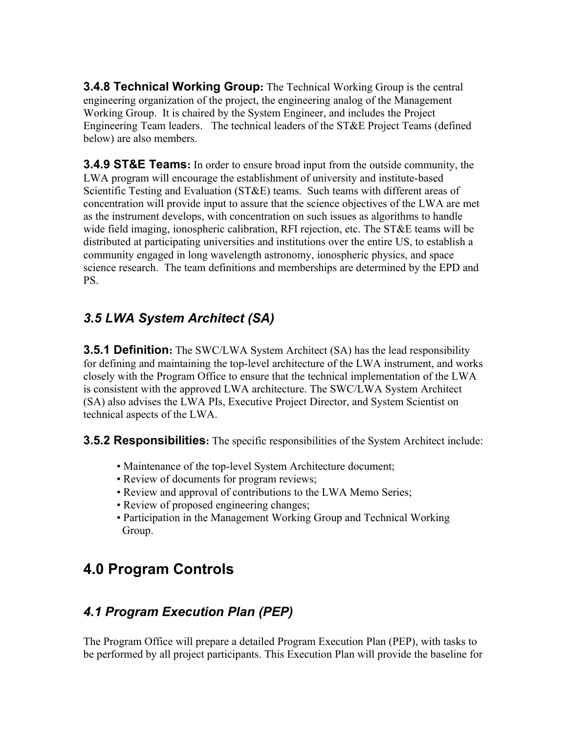**3.4.8 Technical Working Group:** The Technical Working Group is the central engineering organization of the project, the engineering analog of the Management Working Group. It is chaired by the System Engineer, and includes the Project Engineering Team leaders. The technical leaders of the ST&E Project Teams (defined below) are also members.

**3.4.9 ST&E Teams:** In order to ensure broad input from the outside community, the LWA program will encourage the establishment of university and institute-based Scientific Testing and Evaluation (ST&E) teams. Such teams with different areas of concentration will provide input to assure that the science objectives of the LWA are met as the instrument develops, with concentration on such issues as algorithms to handle wide field imaging, ionospheric calibration, RFI rejection, etc. The ST&E teams will be distributed at participating universities and institutions over the entire US, to establish a community engaged in long wavelength astronomy, ionospheric physics, and space science research. The team definitions and memberships are determined by the EPD and PS.

## *3.5 LWA System Architect (SA)*

**3.5.1 Definition:** The SWC/LWA System Architect (SA) has the lead responsibility for defining and maintaining the top-level architecture of the LWA instrument, and works closely with the Program Office to ensure that the technical implementation of the LWA is consistent with the approved LWA architecture. The SWC/LWA System Architect (SA) also advises the LWA PIs, Executive Project Director, and System Scientist on technical aspects of the LWA.

**3.5.2 Responsibilities:** The specific responsibilities of the System Architect include:

- Maintenance of the top-level System Architecture document;
- Review of documents for program reviews;
- Review and approval of contributions to the LWA Memo Series;
- Review of proposed engineering changes;
- Participation in the Management Working Group and Technical Working Group.

# 4.0 Program Controls

## *4.1 Program Execution Plan (PEP)*

The Program Office will prepare a detailed Program Execution Plan (PEP), with tasks to be performed by all project participants. This Execution Plan will provide the baseline for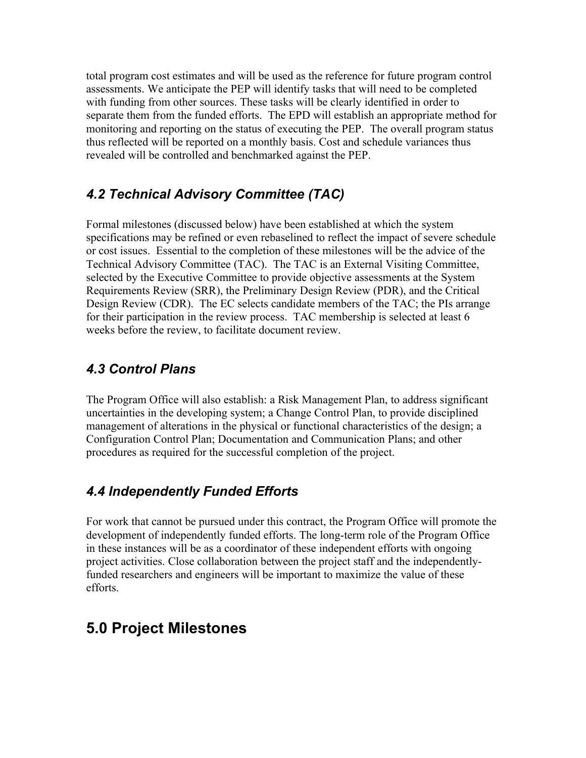total program cost estimates and will be used as the reference for future program control assessments. We anticipate the PEP will identify tasks that will need to be completed with funding from other sources. These tasks will be clearly identified in order to separate them from the funded efforts. The EPD will establish an appropriate method for monitoring and reporting on the status of executing the PEP. The overall program status thus reflected will be reported on a monthly basis. Cost and schedule variances thus revealed will be controlled and benchmarked against the PEP.

### *4.2 Technical Advisory Committee (TAC)*

Formal milestones (discussed below) have been established at which the system specifications may be refined or even rebaselined to reflect the impact of severe schedule or cost issues. Essential to the completion of these milestones will be the advice of the Technical Advisory Committee (TAC). The TAC is an External Visiting Committee, selected by the Executive Committee to provide objective assessments at the System Requirements Review (SRR), the Preliminary Design Review (PDR), and the Critical Design Review (CDR). The EC selects candidate members of the TAC; the PIs arrange for their participation in the review process. TAC membership is selected at least 6 weeks before the review, to facilitate document review.

### *4.3 Control Plans*

The Program Office will also establish: a Risk Management Plan, to address significant uncertainties in the developing system; a Change Control Plan, to provide disciplined management of alterations in the physical or functional characteristics of the design; a Configuration Control Plan; Documentation and Communication Plans; and other procedures as required for the successful completion of the project.

### *4.4 Independently Funded Efforts*

For work that cannot be pursued under this contract, the Program Office will promote the development of independently funded efforts. The long-term role of the Program Office in these instances will be as a coordinator of these independent efforts with ongoing project activities. Close collaboration between the project staff and the independently-funded researchers and engineers will be important to maximize the value of these efforts.

## 5.0 Project Milestones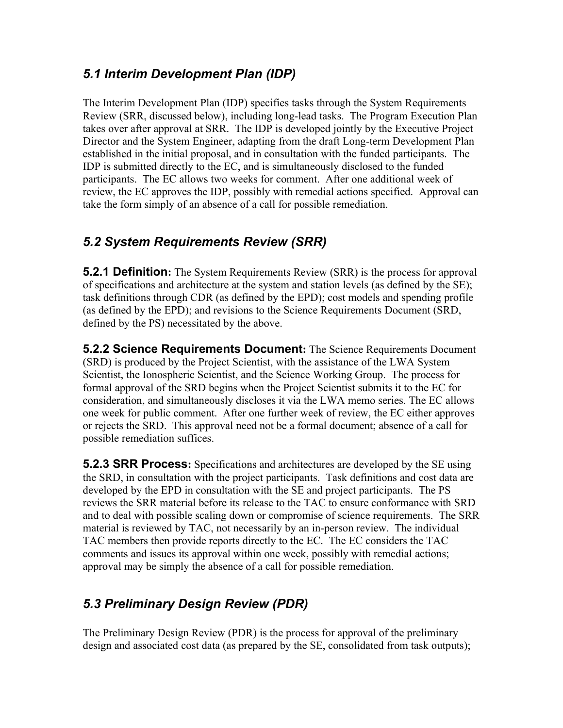## *5.1 Interim Development Plan (IDP)*

The Interim Development Plan (IDP) specifies tasks through the System Requirements Review (SRR, discussed below), including long-lead tasks. The Program Execution Plan takes over after approval at SRR. The IDP is developed jointly by the Executive Project Director and the System Engineer, adapting from the draft Long-term Development Plan established in the initial proposal, and in consultation with the funded participants. The IDP is submitted directly to the EC, and is simultaneously disclosed to the funded participants. The EC allows two weeks for comment. After one additional week of review, the EC approves the IDP, possibly with remedial actions specified. Approval can take the form simply of an absence of a call for possible remediation.

## *5.2 System Requirements Review (SRR)*

**5.2.1 Definition:** The System Requirements Review (SRR) is the process for approval of specifications and architecture at the system and station levels (as defined by the SE); task definitions through CDR (as defined by the EPD); cost models and spending profile (as defined by the EPD); and revisions to the Science Requirements Document (SRD, defined by the PS) necessitated by the above.

**5.2.2 Science Requirements Document:** The Science Requirements Document (SRD) is produced by the Project Scientist, with the assistance of the LWA System Scientist, the Ionospheric Scientist, and the Science Working Group. The process for formal approval of the SRD begins when the Project Scientist submits it to the EC for consideration, and simultaneously discloses it via the LWA memo series. The EC allows one week for public comment. After one further week of review, the EC either approves or rejects the SRD. This approval need not be a formal document; absence of a call for possible remediation suffices.

**5.2.3 SRR Process:** Specifications and architectures are developed by the SE using the SRD, in consultation with the project participants. Task definitions and cost data are developed by the EPD in consultation with the SE and project participants. The PS reviews the SRR material before its release to the TAC to ensure conformance with SRD and to deal with possible scaling down or compromise of science requirements. The SRR material is reviewed by TAC, not necessarily by an in-person review. The individual TAC members then provide reports directly to the EC. The EC considers the TAC comments and issues its approval within one week, possibly with remedial actions; approval may be simply the absence of a call for possible remediation.

## *5.3 Preliminary Design Review (PDR)*

The Preliminary Design Review (PDR) is the process for approval of the preliminary design and associated cost data (as prepared by the SE, consolidated from task outputs);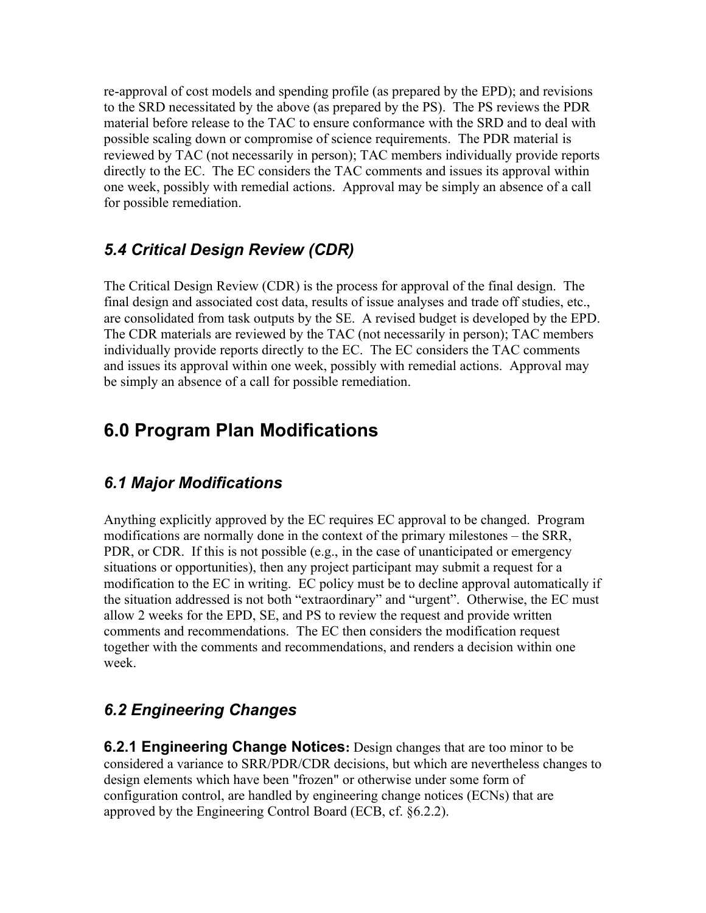re-approval of cost models and spending profile (as prepared by the EPD); and revisions to the SRD necessitated by the above (as prepared by the PS). The PS reviews the PDR material before release to the TAC to ensure conformance with the SRD and to deal with possible scaling down or compromise of science requirements. The PDR material is reviewed by TAC (not necessarily in person); TAC members individually provide reports directly to the EC. The EC considers the TAC comments and issues its approval within one week, possibly with remedial actions. Approval may be simply an absence of a call for possible remediation.

### *5.4 Critical Design Review (CDR)*

The Critical Design Review (CDR) is the process for approval of the final design. The final design and associated cost data, results of issue analyses and trade off studies, etc., are consolidated from task outputs by the SE. A revised budget is developed by the EPD. The CDR materials are reviewed by the TAC (not necessarily in person); TAC members individually provide reports directly to the EC. The EC considers the TAC comments and issues its approval within one week, possibly with remedial actions. Approval may be simply an absence of a call for possible remediation.

## 6.0 Program Plan Modifications

### *6.1 Major Modifications*

Anything explicitly approved by the EC requires EC approval to be changed. Program modifications are normally done in the context of the primary milestones – the SRR, PDR, or CDR. If this is not possible (e.g., in the case of unanticipated or emergency situations or opportunities), then any project participant may submit a request for a modification to the EC in writing. EC policy must be to decline approval automatically if the situation addressed is not both "extraordinary" and "urgent". Otherwise, the EC must allow 2 weeks for the EPD, SE, and PS to review the request and provide written comments and recommendations. The EC then considers the modification request together with the comments and recommendations, and renders a decision within one week.

### *6.2 Engineering Changes*

**6.2.1 Engineering Change Notices:** Design changes that are too minor to be considered a variance to SRR/PDR/CDR decisions, but which are nevertheless changes to design elements which have been "frozen" or otherwise under some form of configuration control, are handled by engineering change notices (ECNs) that are approved by the Engineering Control Board (ECB, cf. §6.2.2).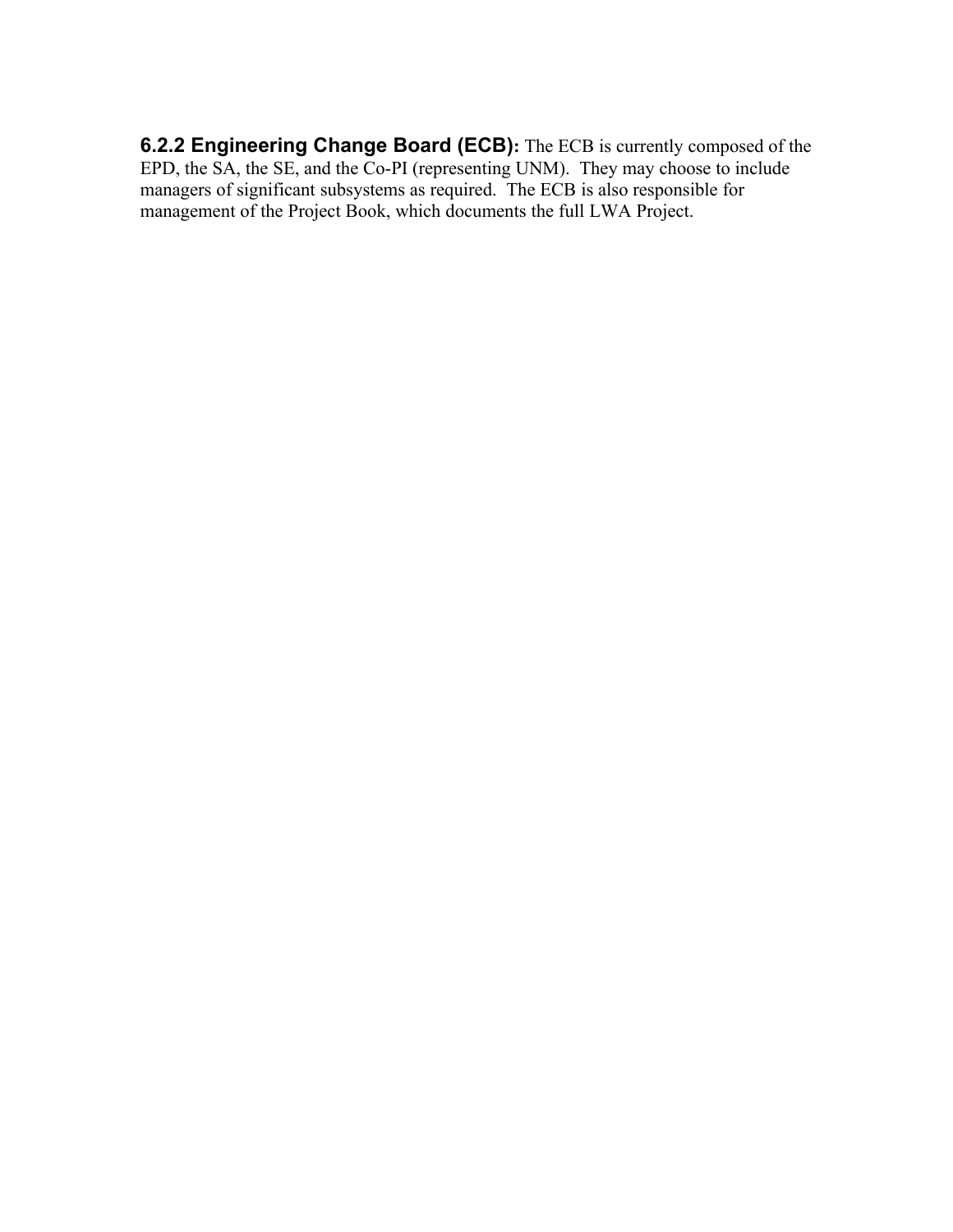**6.2.2 Engineering Change Board (ECB):** The ECB is currently composed of the EPD, the SA, the SE, and the Co-PI (representing UNM). They may choose to include managers of significant subsystems as required. The ECB is also responsible for management of the Project Book, which documents the full LWA Project.